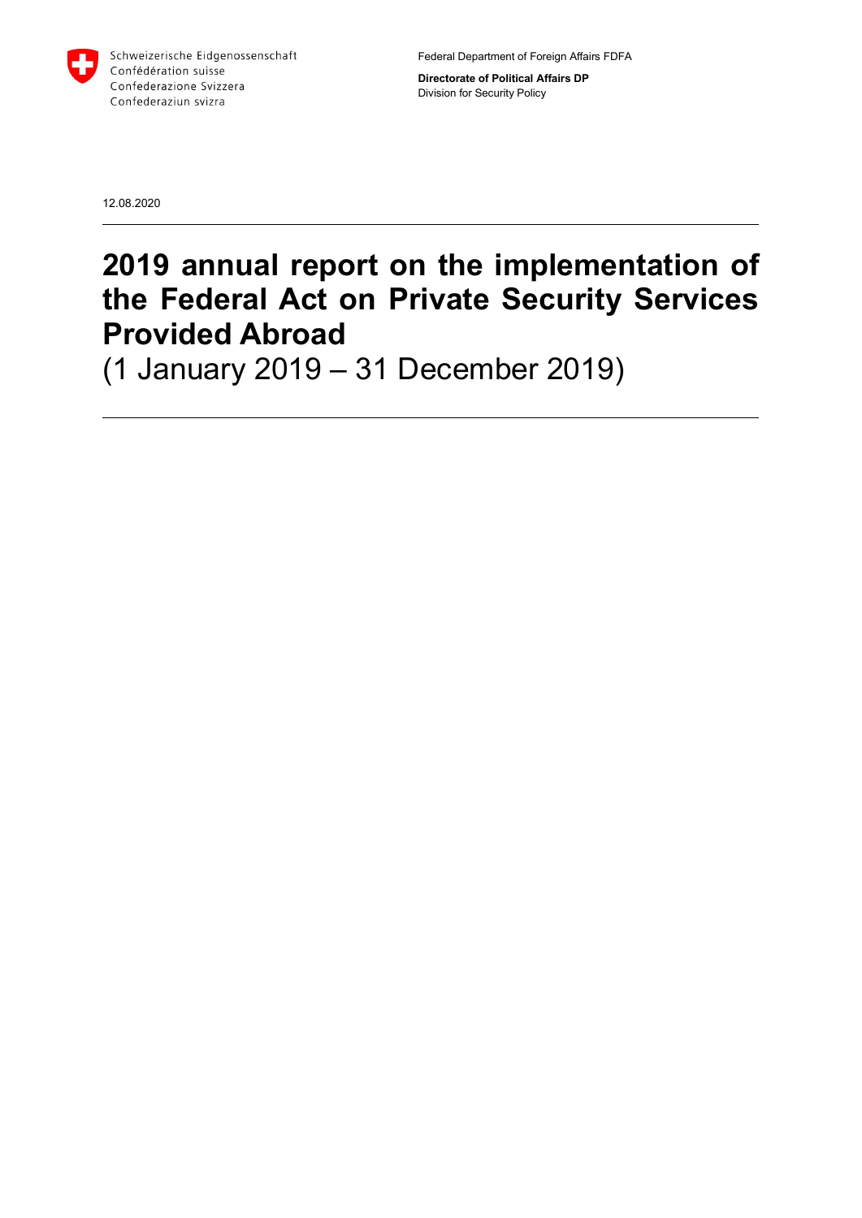Schweizerische Eidgenossenschaft
Confédération suisse
Confederazione Svizzera
Confederaziun svizra

Federal Department of Foreign Affairs FDFA

**Directorate of Political Affairs DP**
Division for Security Policy

12.08.2020

# 2019 annual report on the implementation of the Federal Act on Private Security Services Provided Abroad
(1 January 2019 – 31 December 2019)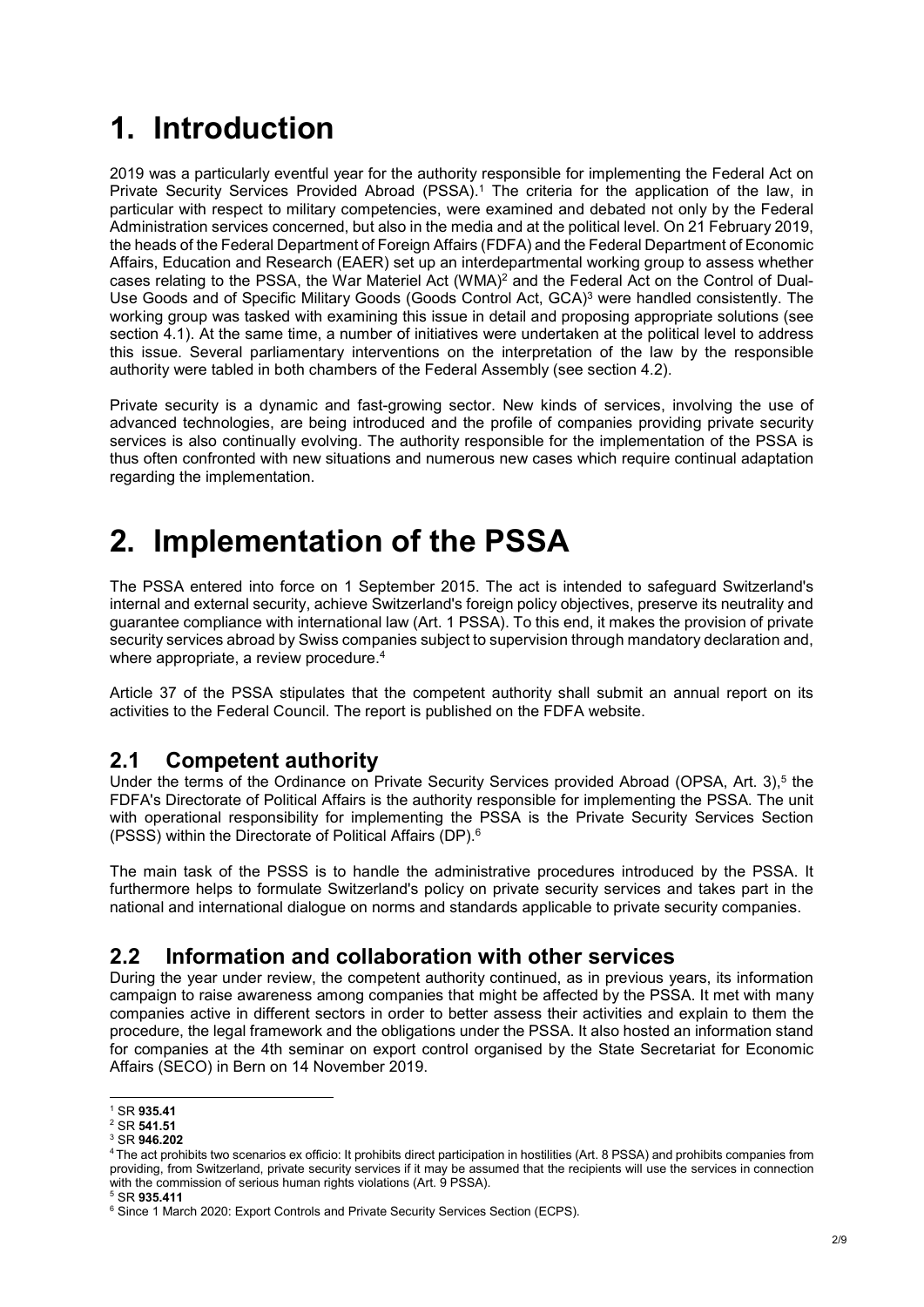# 1. Introduction

2019 was a particularly eventful year for the authority responsible for implementing the Federal Act on Private Security Services Provided Abroad (PSSA).[1] The criteria for the application of the law, in particular with respect to military competencies, were examined and debated not only by the Federal Administration services concerned, but also in the media and at the political level. On 21 February 2019, the heads of the Federal Department of Foreign Affairs (FDFA) and the Federal Department of Economic Affairs, Education and Research (EAER) set up an interdepartmental working group to assess whether cases relating to the PSSA, the War Materiel Act (WMA)[2] and the Federal Act on the Control of Dual-Use Goods and of Specific Military Goods (Goods Control Act, GCA)[3] were handled consistently. The working group was tasked with examining this issue in detail and proposing appropriate solutions (see section 4.1). At the same time, a number of initiatives were undertaken at the political level to address this issue. Several parliamentary interventions on the interpretation of the law by the responsible authority were tabled in both chambers of the Federal Assembly (see section 4.2).

Private security is a dynamic and fast-growing sector. New kinds of services, involving the use of advanced technologies, are being introduced and the profile of companies providing private security services is also continually evolving. The authority responsible for the implementation of the PSSA is thus often confronted with new situations and numerous new cases which require continual adaptation regarding the implementation.

# 2. Implementation of the PSSA

The PSSA entered into force on 1 September 2015. The act is intended to safeguard Switzerland's internal and external security, achieve Switzerland's foreign policy objectives, preserve its neutrality and guarantee compliance with international law (Art. 1 PSSA). To this end, it makes the provision of private security services abroad by Swiss companies subject to supervision through mandatory declaration and, where appropriate, a review procedure.[4]

Article 37 of the PSSA stipulates that the competent authority shall submit an annual report on its activities to the Federal Council. The report is published on the FDFA website.

## 2.1 Competent authority

Under the terms of the Ordinance on Private Security Services provided Abroad (OPSA, Art. 3),[5] the FDFA's Directorate of Political Affairs is the authority responsible for implementing the PSSA. The unit with operational responsibility for implementing the PSSA is the Private Security Services Section (PSSS) within the Directorate of Political Affairs (DP).[6]

The main task of the PSSS is to handle the administrative procedures introduced by the PSSA. It furthermore helps to formulate Switzerland's policy on private security services and takes part in the national and international dialogue on norms and standards applicable to private security companies.

## 2.2 Information and collaboration with other services

During the year under review, the competent authority continued, as in previous years, its information campaign to raise awareness among companies that might be affected by the PSSA. It met with many companies active in different sectors in order to better assess their activities and explain to them the procedure, the legal framework and the obligations under the PSSA. It also hosted an information stand for companies at the 4th seminar on export control organised by the State Secretariat for Economic Affairs (SECO) in Bern on 14 November 2019.

---

[1] SR **935.41**

[2] SR **541.51**

[3] SR **946.202**

[4] The act prohibits two scenarios ex officio: It prohibits direct participation in hostilities (Art. 8 PSSA) and prohibits companies from providing, from Switzerland, private security services if it may be assumed that the recipients will use the services in connection with the commission of serious human rights violations (Art. 9 PSSA).

[5] SR **935.411**

[6] Since 1 March 2020: Export Controls and Private Security Services Section (ECPS).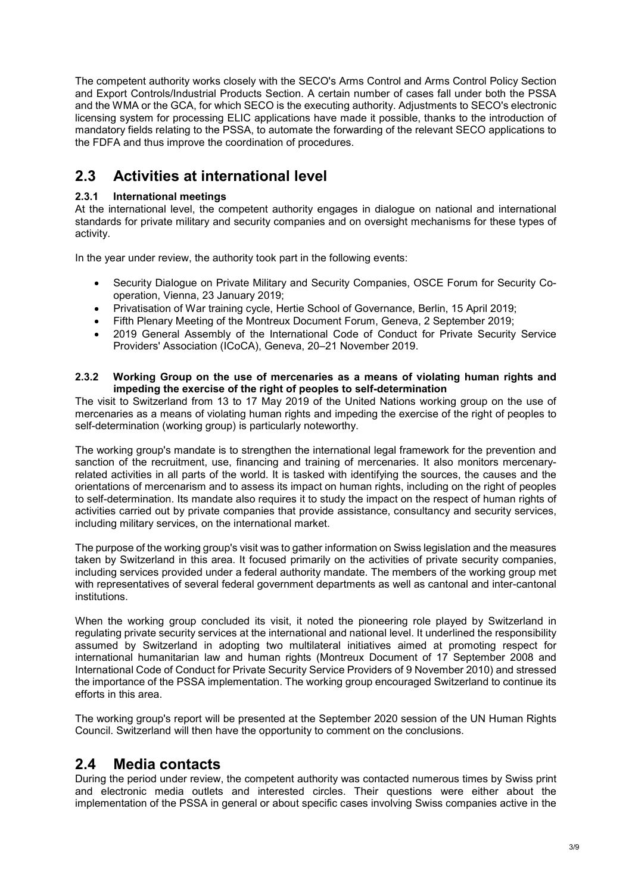The competent authority works closely with the SECO's Arms Control and Arms Control Policy Section and Export Controls/Industrial Products Section. A certain number of cases fall under both the PSSA and the WMA or the GCA, for which SECO is the executing authority. Adjustments to SECO's electronic licensing system for processing ELIC applications have made it possible, thanks to the introduction of mandatory fields relating to the PSSA, to automate the forwarding of the relevant SECO applications to the FDFA and thus improve the coordination of procedures.

## 2.3 Activities at international level

### 2.3.1 International meetings

At the international level, the competent authority engages in dialogue on national and international standards for private military and security companies and on oversight mechanisms for these types of activity.

In the year under review, the authority took part in the following events:

- Security Dialogue on Private Military and Security Companies, OSCE Forum for Security Co-operation, Vienna, 23 January 2019;
- Privatisation of War training cycle, Hertie School of Governance, Berlin, 15 April 2019;
- Fifth Plenary Meeting of the Montreux Document Forum, Geneva, 2 September 2019;
- 2019 General Assembly of the International Code of Conduct for Private Security Service Providers' Association (ICoCA), Geneva, 20–21 November 2019.

### 2.3.2 Working Group on the use of mercenaries as a means of violating human rights and impeding the exercise of the right of peoples to self-determination

The visit to Switzerland from 13 to 17 May 2019 of the United Nations working group on the use of mercenaries as a means of violating human rights and impeding the exercise of the right of peoples to self-determination (working group) is particularly noteworthy.

The working group's mandate is to strengthen the international legal framework for the prevention and sanction of the recruitment, use, financing and training of mercenaries. It also monitors mercenary-related activities in all parts of the world. It is tasked with identifying the sources, the causes and the orientations of mercenarism and to assess its impact on human rights, including on the right of peoples to self-determination. Its mandate also requires it to study the impact on the respect of human rights of activities carried out by private companies that provide assistance, consultancy and security services, including military services, on the international market.

The purpose of the working group's visit was to gather information on Swiss legislation and the measures taken by Switzerland in this area. It focused primarily on the activities of private security companies, including services provided under a federal authority mandate. The members of the working group met with representatives of several federal government departments as well as cantonal and inter-cantonal institutions.

When the working group concluded its visit, it noted the pioneering role played by Switzerland in regulating private security services at the international and national level. It underlined the responsibility assumed by Switzerland in adopting two multilateral initiatives aimed at promoting respect for international humanitarian law and human rights (Montreux Document of 17 September 2008 and International Code of Conduct for Private Security Service Providers of 9 November 2010) and stressed the importance of the PSSA implementation. The working group encouraged Switzerland to continue its efforts in this area.

The working group's report will be presented at the September 2020 session of the UN Human Rights Council. Switzerland will then have the opportunity to comment on the conclusions.

## 2.4 Media contacts

During the period under review, the competent authority was contacted numerous times by Swiss print and electronic media outlets and interested circles. Their questions were either about the implementation of the PSSA in general or about specific cases involving Swiss companies active in the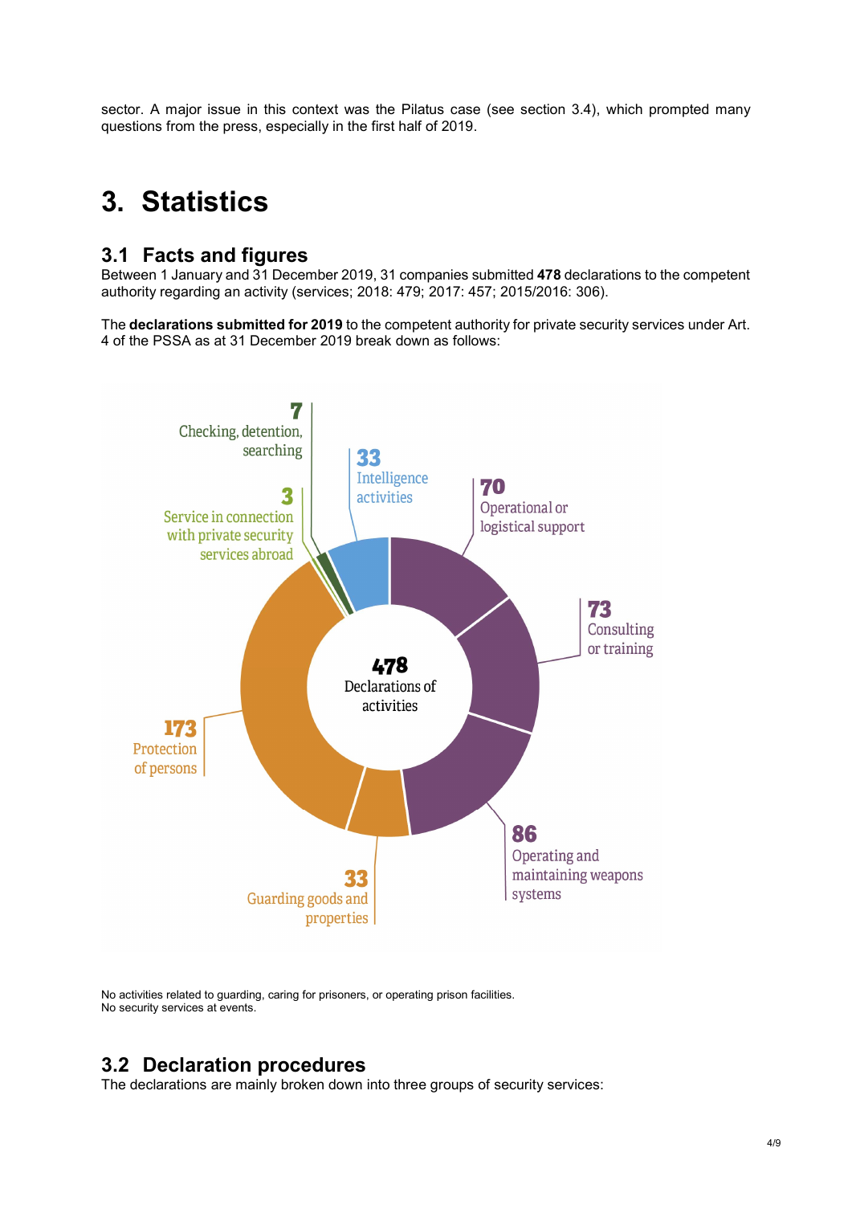sector. A major issue in this context was the Pilatus case (see section 3.4), which prompted many questions from the press, especially in the first half of 2019.

# 3. Statistics

## 3.1 Facts and figures

Between 1 January and 31 December 2019, 31 companies submitted **478** declarations to the competent authority regarding an activity (services; 2018: 479; 2017: 457; 2015/2016: 306).

The **declarations submitted for 2019** to the competent authority for private security services under Art. 4 of the PSSA as at 31 December 2019 break down as follows:

**478** Declarations of activities

- **7** Checking, detention, searching
- **3** Service in connection with private security services abroad
- **33** Intelligence activities
- **70** Operational or logistical support
- **73** Consulting or training
- **86** Operating and maintaining weapons systems
- **33** Guarding goods and properties
- **173** Protection of persons

No activities related to guarding, caring for prisoners, or operating prison facilities.
No security services at events.

## 3.2 Declaration procedures

The declarations are mainly broken down into three groups of security services: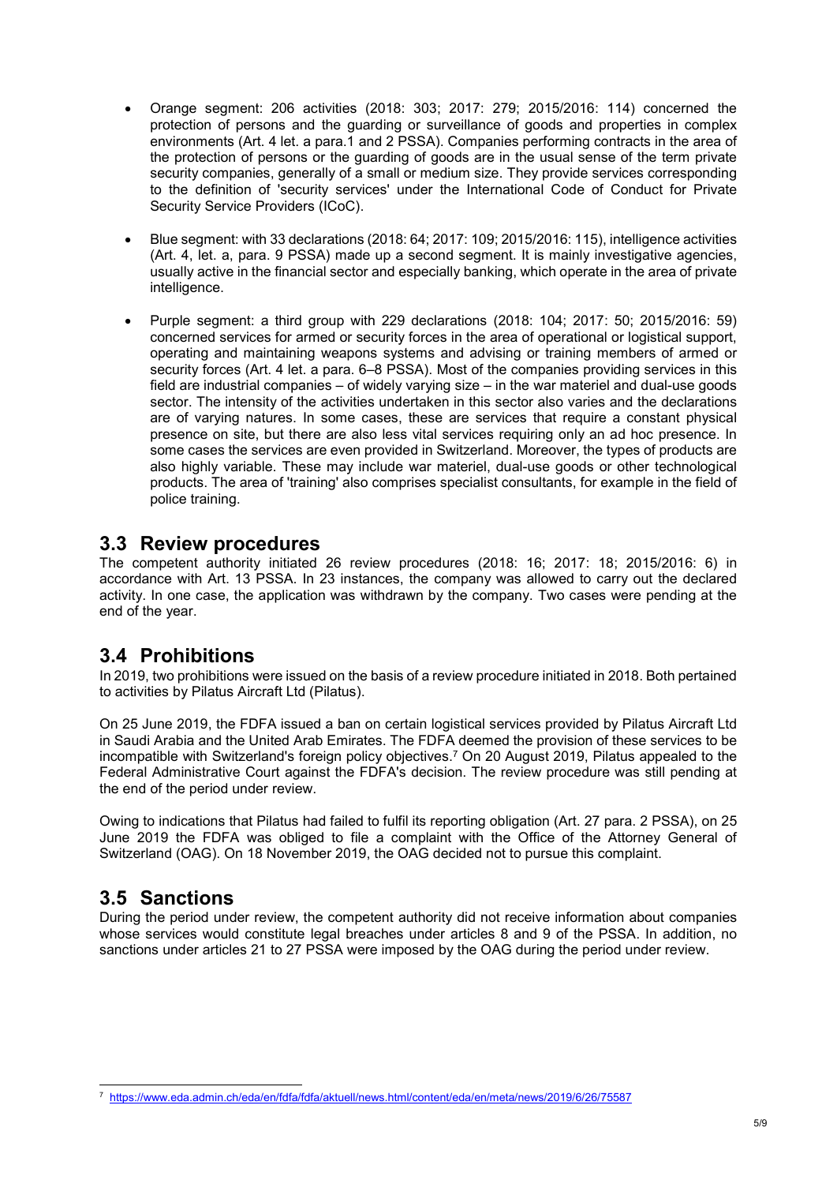- Orange segment: 206 activities (2018: 303; 2017: 279; 2015/2016: 114) concerned the protection of persons and the guarding or surveillance of goods and properties in complex environments (Art. 4 let. a para.1 and 2 PSSA). Companies performing contracts in the area of the protection of persons or the guarding of goods are in the usual sense of the term private security companies, generally of a small or medium size. They provide services corresponding to the definition of 'security services' under the International Code of Conduct for Private Security Service Providers (ICoC).

- Blue segment: with 33 declarations (2018: 64; 2017: 109; 2015/2016: 115), intelligence activities (Art. 4, let. a, para. 9 PSSA) made up a second segment. It is mainly investigative agencies, usually active in the financial sector and especially banking, which operate in the area of private intelligence.

- Purple segment: a third group with 229 declarations (2018: 104; 2017: 50; 2015/2016: 59) concerned services for armed or security forces in the area of operational or logistical support, operating and maintaining weapons systems and advising or training members of armed or security forces (Art. 4 let. a para. 6–8 PSSA). Most of the companies providing services in this field are industrial companies – of widely varying size – in the war materiel and dual-use goods sector. The intensity of the activities undertaken in this sector also varies and the declarations are of varying natures. In some cases, these are services that require a constant physical presence on site, but there are also less vital services requiring only an ad hoc presence. In some cases the services are even provided in Switzerland. Moreover, the types of products are also highly variable. These may include war materiel, dual-use goods or other technological products. The area of 'training' also comprises specialist consultants, for example in the field of police training.

## 3.3 Review procedures

The competent authority initiated 26 review procedures (2018: 16; 2017: 18; 2015/2016: 6) in accordance with Art. 13 PSSA. In 23 instances, the company was allowed to carry out the declared activity. In one case, the application was withdrawn by the company. Two cases were pending at the end of the year.

## 3.4 Prohibitions

In 2019, two prohibitions were issued on the basis of a review procedure initiated in 2018. Both pertained to activities by Pilatus Aircraft Ltd (Pilatus).

On 25 June 2019, the FDFA issued a ban on certain logistical services provided by Pilatus Aircraft Ltd in Saudi Arabia and the United Arab Emirates. The FDFA deemed the provision of these services to be incompatible with Switzerland's foreign policy objectives.[7] On 20 August 2019, Pilatus appealed to the Federal Administrative Court against the FDFA's decision. The review procedure was still pending at the end of the period under review.

Owing to indications that Pilatus had failed to fulfil its reporting obligation (Art. 27 para. 2 PSSA), on 25 June 2019 the FDFA was obliged to file a complaint with the Office of the Attorney General of Switzerland (OAG). On 18 November 2019, the OAG decided not to pursue this complaint.

## 3.5 Sanctions

During the period under review, the competent authority did not receive information about companies whose services would constitute legal breaches under articles 8 and 9 of the PSSA. In addition, no sanctions under articles 21 to 27 PSSA were imposed by the OAG during the period under review.

[7] https://www.eda.admin.ch/eda/en/fdfa/fdfa/aktuell/news.html/content/eda/en/meta/news/2019/6/26/75587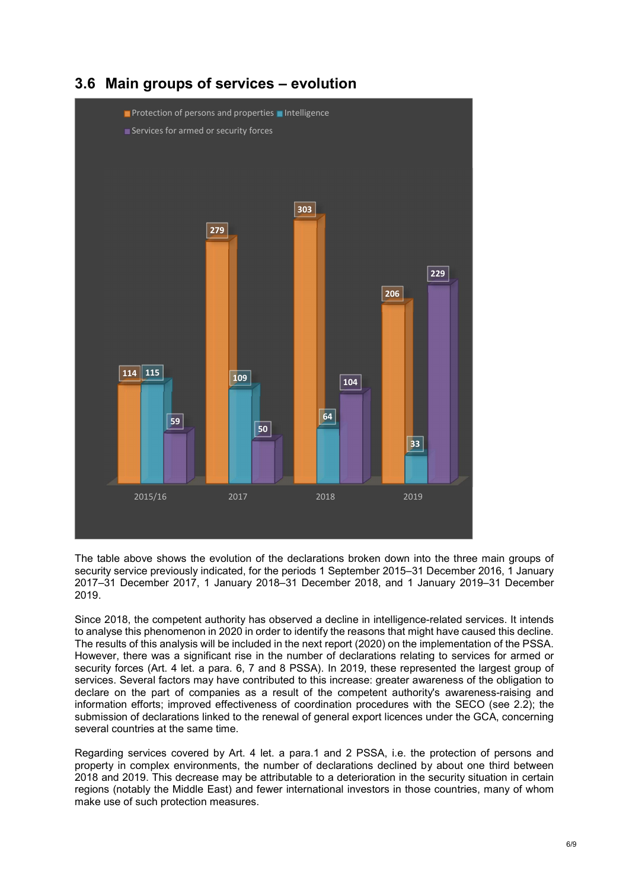## 3.6 Main groups of services – evolution

| | Protection of persons and properties | Intelligence | Services for armed or security forces |
|---|---|---|---|
| 2015/16 | 114 | 115 | 59 |
| 2017 | 279 | 109 | 50 |
| 2018 | 303 | 64 | 104 |
| 2019 | 206 | 33 | 229 |

The table above shows the evolution of the declarations broken down into the three main groups of security service previously indicated, for the periods 1 September 2015–31 December 2016, 1 January 2017–31 December 2017, 1 January 2018–31 December 2018, and 1 January 2019–31 December 2019.

Since 2018, the competent authority has observed a decline in intelligence-related services. It intends to analyse this phenomenon in 2020 in order to identify the reasons that might have caused this decline. The results of this analysis will be included in the next report (2020) on the implementation of the PSSA. However, there was a significant rise in the number of declarations relating to services for armed or security forces (Art. 4 let. a para. 6, 7 and 8 PSSA). In 2019, these represented the largest group of services. Several factors may have contributed to this increase: greater awareness of the obligation to declare on the part of companies as a result of the competent authority's awareness-raising and information efforts; improved effectiveness of coordination procedures with the SECO (see 2.2); the submission of declarations linked to the renewal of general export licences under the GCA, concerning several countries at the same time.

Regarding services covered by Art. 4 let. a para.1 and 2 PSSA, i.e. the protection of persons and property in complex environments, the number of declarations declined by about one third between 2018 and 2019. This decrease may be attributable to a deterioration in the security situation in certain regions (notably the Middle East) and fewer international investors in those countries, many of whom make use of such protection measures.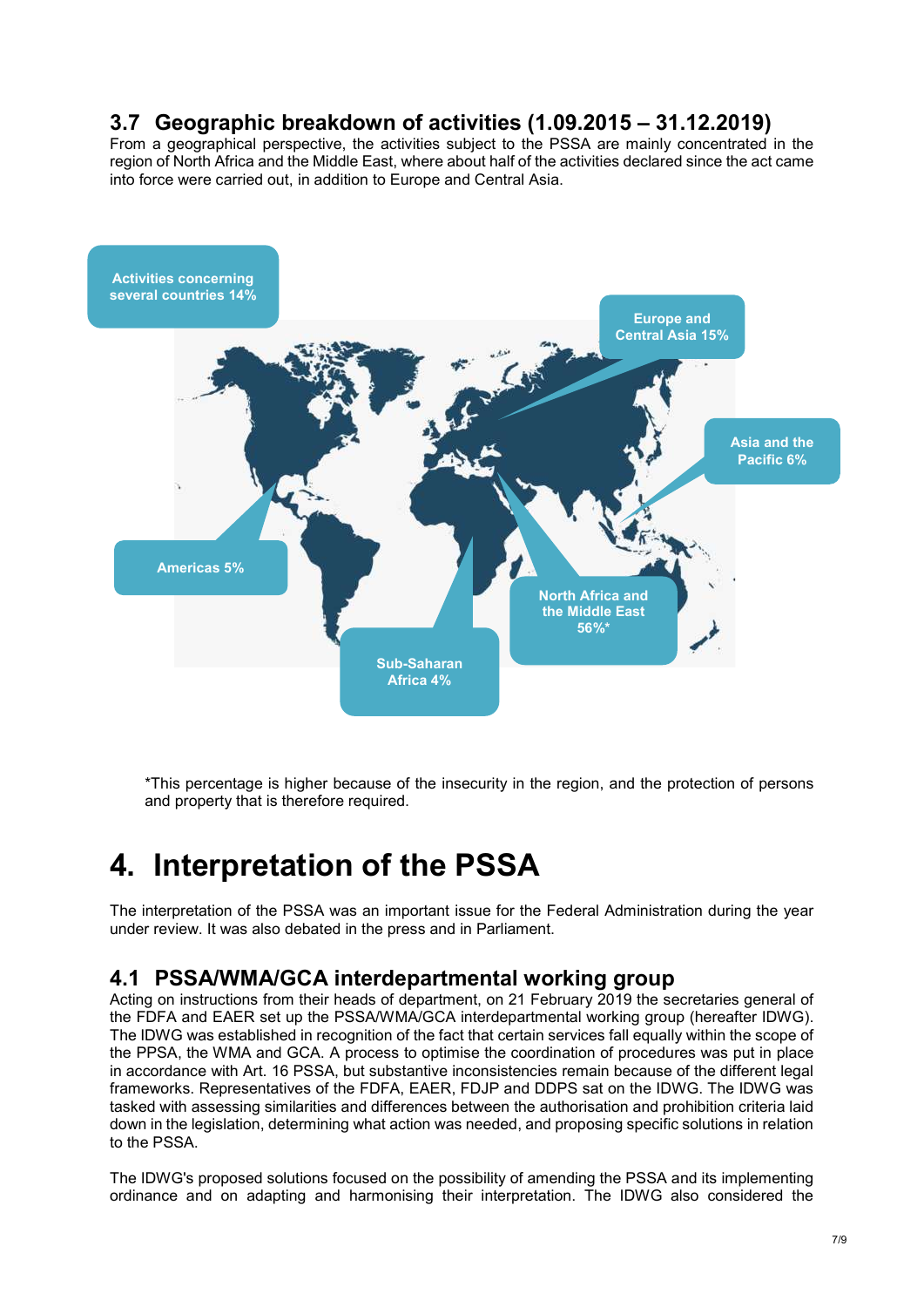## 3.7 Geographic breakdown of activities (1.09.2015 – 31.12.2019)

From a geographical perspective, the activities subject to the PSSA are mainly concentrated in the region of North Africa and the Middle East, where about half of the activities declared since the act came into force were carried out, in addition to Europe and Central Asia.

Activities concerning several countries 14%

Europe and Central Asia 15%

Asia and the Pacific 6%

Americas 5%

North Africa and the Middle East 56%*

Sub-Saharan Africa 4%

*This percentage is higher because of the insecurity in the region, and the protection of persons and property that is therefore required.

# 4. Interpretation of the PSSA

The interpretation of the PSSA was an important issue for the Federal Administration during the year under review. It was also debated in the press and in Parliament.

## 4.1 PSSA/WMA/GCA interdepartmental working group

Acting on instructions from their heads of department, on 21 February 2019 the secretaries general of the FDFA and EAER set up the PSSA/WMA/GCA interdepartmental working group (hereafter IDWG). The IDWG was established in recognition of the fact that certain services fall equally within the scope of the PPSA, the WMA and GCA. A process to optimise the coordination of procedures was put in place in accordance with Art. 16 PSSA, but substantive inconsistencies remain because of the different legal frameworks. Representatives of the FDFA, EAER, FDJP and DDPS sat on the IDWG. The IDWG was tasked with assessing similarities and differences between the authorisation and prohibition criteria laid down in the legislation, determining what action was needed, and proposing specific solutions in relation to the PSSA.

The IDWG's proposed solutions focused on the possibility of amending the PSSA and its implementing ordinance and on adapting and harmonising their interpretation. The IDWG also considered the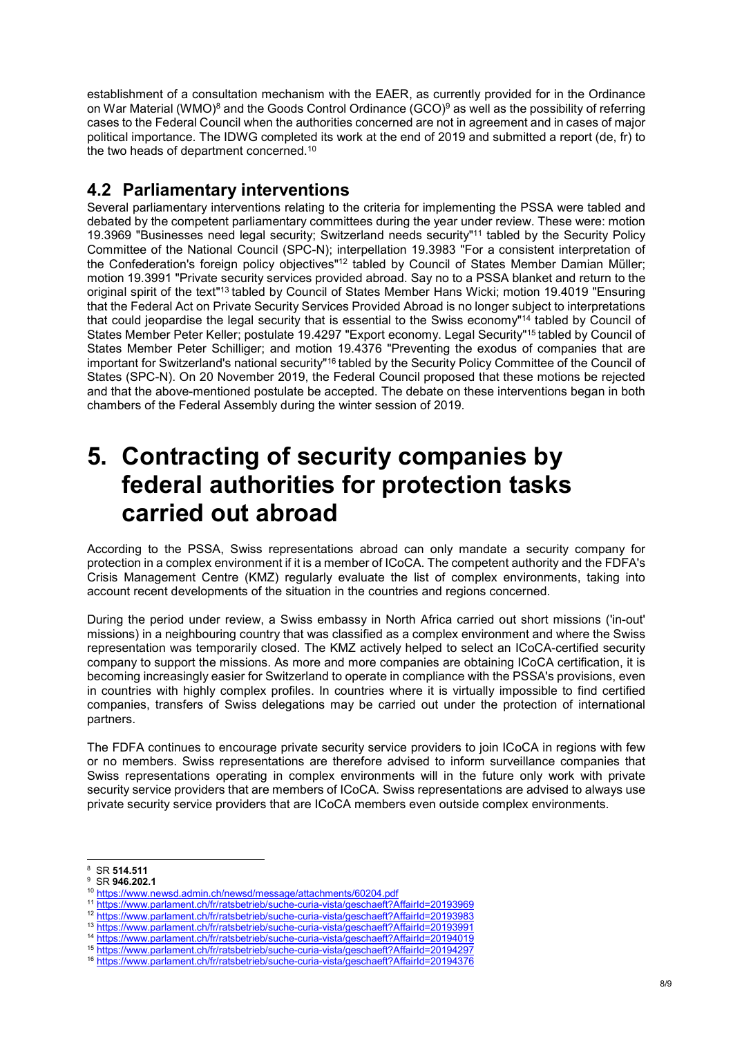establishment of a consultation mechanism with the EAER, as currently provided for in the Ordinance on War Material (WMO)[8] and the Goods Control Ordinance (GCO)[9] as well as the possibility of referring cases to the Federal Council when the authorities concerned are not in agreement and in cases of major political importance. The IDWG completed its work at the end of 2019 and submitted a report (de, fr) to the two heads of department concerned.[10]

## 4.2 Parliamentary interventions

Several parliamentary interventions relating to the criteria for implementing the PSSA were tabled and debated by the competent parliamentary committees during the year under review. These were: motion 19.3969 "Businesses need legal security; Switzerland needs security"[11] tabled by the Security Policy Committee of the National Council (SPC-N); interpellation 19.3983 "For a consistent interpretation of the Confederation's foreign policy objectives"[12] tabled by Council of States Member Damian Müller; motion 19.3991 "Private security services provided abroad. Say no to a PSSA blanket and return to the original spirit of the text"[13] tabled by Council of States Member Hans Wicki; motion 19.4019 "Ensuring that the Federal Act on Private Security Services Provided Abroad is no longer subject to interpretations that could jeopardise the legal security that is essential to the Swiss economy"[14] tabled by Council of States Member Peter Keller; postulate 19.4297 "Export economy. Legal Security"[15] tabled by Council of States Member Peter Schilliger; and motion 19.4376 "Preventing the exodus of companies that are important for Switzerland's national security"[16] tabled by the Security Policy Committee of the Council of States (SPC-N). On 20 November 2019, the Federal Council proposed that these motions be rejected and that the above-mentioned postulate be accepted. The debate on these interventions began in both chambers of the Federal Assembly during the winter session of 2019.

# 5. Contracting of security companies by federal authorities for protection tasks carried out abroad

According to the PSSA, Swiss representations abroad can only mandate a security company for protection in a complex environment if it is a member of ICoCA. The competent authority and the FDFA's Crisis Management Centre (KMZ) regularly evaluate the list of complex environments, taking into account recent developments of the situation in the countries and regions concerned.

During the period under review, a Swiss embassy in North Africa carried out short missions ('in-out' missions) in a neighbouring country that was classified as a complex environment and where the Swiss representation was temporarily closed. The KMZ actively helped to select an ICoCA-certified security company to support the missions. As more and more companies are obtaining ICoCA certification, it is becoming increasingly easier for Switzerland to operate in compliance with the PSSA's provisions, even in countries with highly complex profiles. In countries where it is virtually impossible to find certified companies, transfers of Swiss delegations may be carried out under the protection of international partners.

The FDFA continues to encourage private security service providers to join ICoCA in regions with few or no members. Swiss representations are therefore advised to inform surveillance companies that Swiss representations operating in complex environments will in the future only work with private security service providers that are members of ICoCA. Swiss representations are advised to always use private security service providers that are ICoCA members even outside complex environments.

---

[8] SR **514.511**

[9] SR **946.202.1**

[10] https://www.newsd.admin.ch/newsd/message/attachments/60204.pdf

[11] https://www.parlament.ch/fr/ratsbetrieb/suche-curia-vista/geschaeft?AffairId=20193969

[12] https://www.parlament.ch/fr/ratsbetrieb/suche-curia-vista/geschaeft?AffairId=20193983

[13] https://www.parlament.ch/fr/ratsbetrieb/suche-curia-vista/geschaeft?AffairId=20193991

[14] https://www.parlament.ch/fr/ratsbetrieb/suche-curia-vista/geschaeft?AffairId=20194019

[15] https://www.parlament.ch/fr/ratsbetrieb/suche-curia-vista/geschaeft?AffairId=20194297

[16] https://www.parlament.ch/fr/ratsbetrieb/suche-curia-vista/geschaeft?AffairId=20194376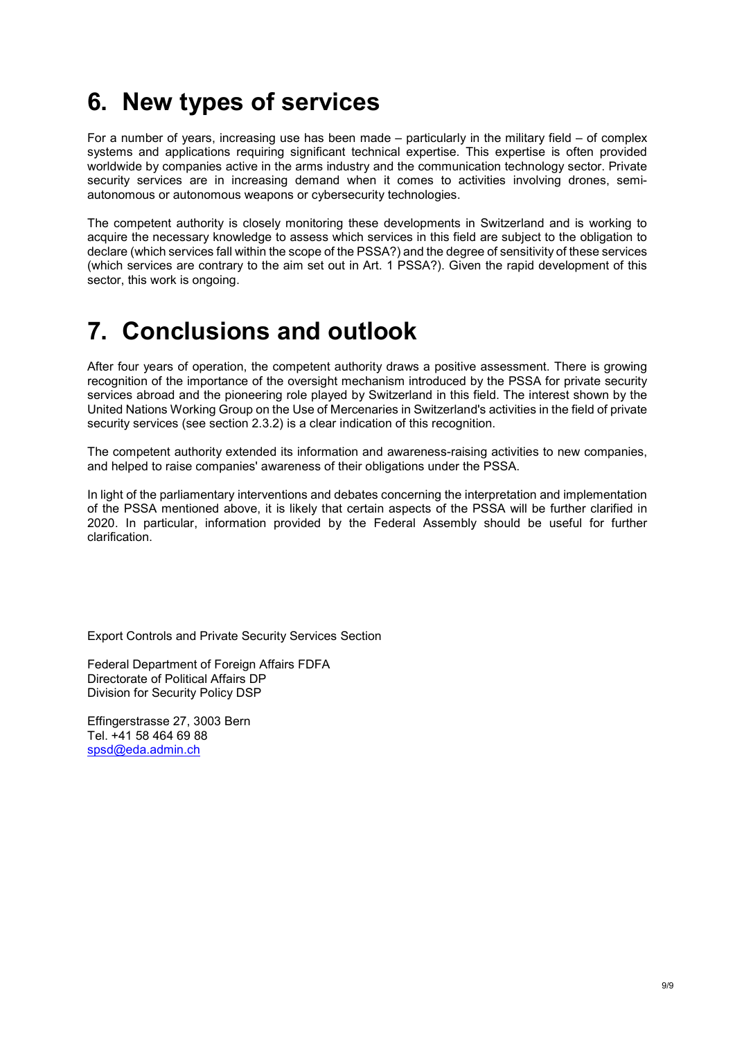# 6. New types of services

For a number of years, increasing use has been made – particularly in the military field – of complex systems and applications requiring significant technical expertise. This expertise is often provided worldwide by companies active in the arms industry and the communication technology sector. Private security services are in increasing demand when it comes to activities involving drones, semi-autonomous or autonomous weapons or cybersecurity technologies.

The competent authority is closely monitoring these developments in Switzerland and is working to acquire the necessary knowledge to assess which services in this field are subject to the obligation to declare (which services fall within the scope of the PSSA?) and the degree of sensitivity of these services (which services are contrary to the aim set out in Art. 1 PSSA?). Given the rapid development of this sector, this work is ongoing.

# 7. Conclusions and outlook

After four years of operation, the competent authority draws a positive assessment. There is growing recognition of the importance of the oversight mechanism introduced by the PSSA for private security services abroad and the pioneering role played by Switzerland in this field. The interest shown by the United Nations Working Group on the Use of Mercenaries in Switzerland's activities in the field of private security services (see section 2.3.2) is a clear indication of this recognition.

The competent authority extended its information and awareness-raising activities to new companies, and helped to raise companies' awareness of their obligations under the PSSA.

In light of the parliamentary interventions and debates concerning the interpretation and implementation of the PSSA mentioned above, it is likely that certain aspects of the PSSA will be further clarified in 2020. In particular, information provided by the Federal Assembly should be useful for further clarification.

Export Controls and Private Security Services Section

Federal Department of Foreign Affairs FDFA
Directorate of Political Affairs DP
Division for Security Policy DSP

Effingerstrasse 27, 3003 Bern
Tel. +41 58 464 69 88
spsd@eda.admin.ch